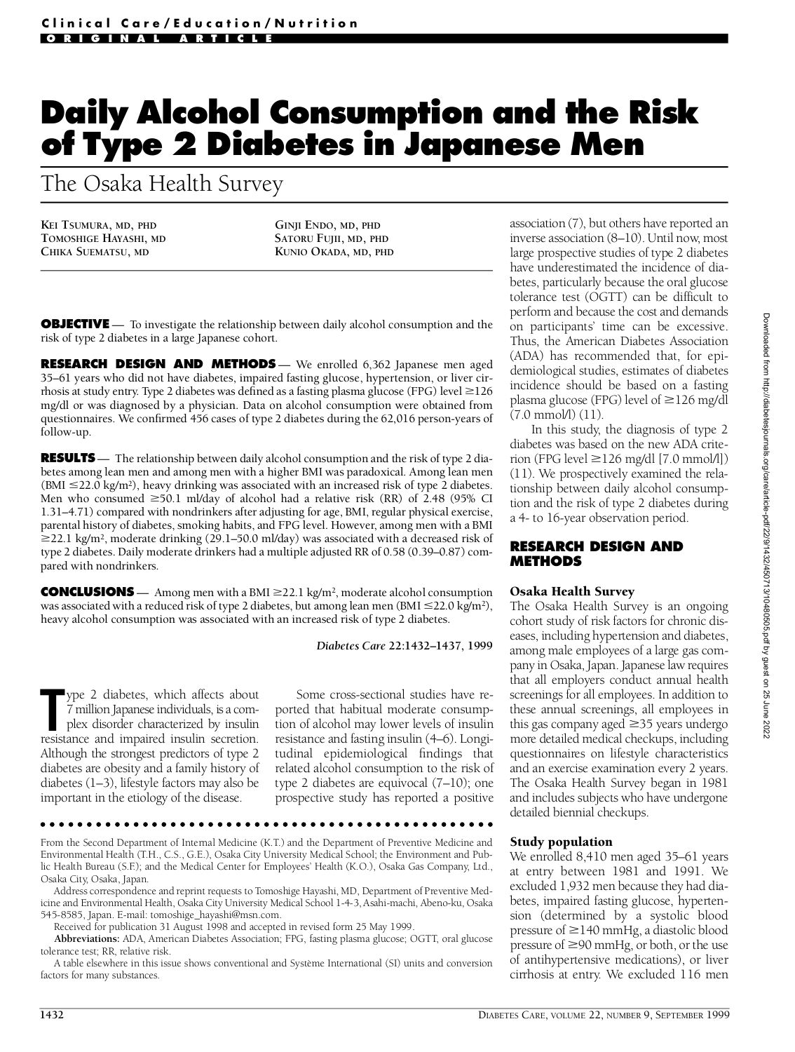Clinical Care/Education/Nutrition

ORIGINAL ARTICLE

# Daily Alcohol Consumption and the Risk of Type 2 Diabetes in Japanese Men

## The Osaka Health Survey

KEI TSUMURA, MD, PHD
TOMOSHIGE HAYASHI, MD
CHIKA SUEMATSU, MD
GINJI ENDO, MD, PHD
SATORU FUJII, MD, PHD
KUNIO OKADA, MD, PHD

**OBJECTIVE** — To investigate the relationship between daily alcohol consumption and the risk of type 2 diabetes in a large Japanese cohort.

**RESEARCH DESIGN AND METHODS** — We enrolled 6,362 Japanese men aged 35–61 years who did not have diabetes, impaired fasting glucose, hypertension, or liver cirrhosis at study entry. Type 2 diabetes was defined as a fasting plasma glucose (FPG) level ≥126 mg/dl or was diagnosed by a physician. Data on alcohol consumption were obtained from questionnaires. We confirmed 456 cases of type 2 diabetes during the 62,016 person-years of follow-up.

**RESULTS** — The relationship between daily alcohol consumption and the risk of type 2 diabetes among lean men and among men with a higher BMI was paradoxical. Among lean men (BMI ≤22.0 kg/m$^2$), heavy drinking was associated with an increased risk of type 2 diabetes. Men who consumed ≥50.1 ml/day of alcohol had a relative risk (RR) of 2.48 (95% CI 1.31–4.71) compared with nondrinkers after adjusting for age, BMI, regular physical exercise, parental history of diabetes, smoking habits, and FPG level. However, among men with a BMI ≥22.1 kg/m$^2$, moderate drinking (29.1–50.0 ml/day) was associated with a decreased risk of type 2 diabetes. Daily moderate drinkers had a multiple adjusted RR of 0.58 (0.39–0.87) compared with nondrinkers.

**CONCLUSIONS** — Among men with a BMI ≥22.1 kg/m$^2$, moderate alcohol consumption was associated with a reduced risk of type 2 diabetes, but among lean men (BMI ≤22.0 kg/m$^2$), heavy alcohol consumption was associated with an increased risk of type 2 diabetes.

*Diabetes Care* 22:1432–1437, 1999

Type 2 diabetes, which affects about 7 million Japanese individuals, is a complex disorder characterized by insulin resistance and impaired insulin secretion. Although the strongest predictors of type 2 diabetes are obesity and a family history of diabetes (1–3), lifestyle factors may also be important in the etiology of the disease.

Some cross-sectional studies have reported that habitual moderate consumption of alcohol may lower levels of insulin resistance and fasting insulin (4–6). Longitudinal epidemiological findings that related alcohol consumption to the risk of type 2 diabetes are equivocal (7–10); one prospective study has reported a positive association (7), but others have reported an inverse association (8–10). Until now, most large prospective studies of type 2 diabetes have underestimated the incidence of diabetes, particularly because the oral glucose tolerance test (OGTT) can be difficult to perform and because the cost and demands on participants' time can be excessive. Thus, the American Diabetes Association (ADA) has recommended that, for epidemiological studies, estimates of diabetes incidence should be based on a fasting plasma glucose (FPG) level of ≥126 mg/dl (7.0 mmol/l) (11).

In this study, the diagnosis of type 2 diabetes was based on the new ADA criterion (FPG level ≥126 mg/dl [7.0 mmol/l]) (11). We prospectively examined the relationship between daily alcohol consumption and the risk of type 2 diabetes during a 4- to 16-year observation period.

## RESEARCH DESIGN AND METHODS

### Osaka Health Survey

The Osaka Health Survey is an ongoing cohort study of risk factors for chronic diseases, including hypertension and diabetes, among male employees of a large gas company in Osaka, Japan. Japanese law requires that all employers conduct annual health screenings for all employees. In addition to these annual screenings, all employees in this gas company aged ≥35 years undergo more detailed medical checkups, including questionnaires on lifestyle characteristics and an exercise examination every 2 years. The Osaka Health Survey began in 1981 and includes subjects who have undergone detailed biennial checkups.

### Study population

We enrolled 8,410 men aged 35–61 years at entry between 1981 and 1991. We excluded 1,932 men because they had diabetes, impaired fasting glucose, hypertension (determined by a systolic blood pressure of ≥140 mmHg, a diastolic blood pressure of ≥90 mmHg, or both, or the use of antihypertensive medications), or liver cirrhosis at entry. We excluded 116 men

From the Second Department of Internal Medicine (K.T.) and the Department of Preventive Medicine and Environmental Health (T.H., C.S., G.E.), Osaka City University Medical School; the Environment and Public Health Bureau (S.F.); and the Medical Center for Employees' Health (K.O.), Osaka Gas Company, Ltd., Osaka City, Osaka, Japan.

Address correspondence and reprint requests to Tomoshige Hayashi, MD, Department of Preventive Medicine and Environmental Health, Osaka City University Medical School 1-4-3, Asahi-machi, Abeno-ku, Osaka 545-8585, Japan. E-mail: tomoshige_hayashi@msn.com.

Received for publication 31 August 1998 and accepted in revised form 25 May 1999.

**Abbreviations:** ADA, American Diabetes Association; FPG, fasting plasma glucose; OGTT, oral glucose tolerance test; RR, relative risk.

A table elsewhere in this issue shows conventional and Système International (SI) units and conversion factors for many substances.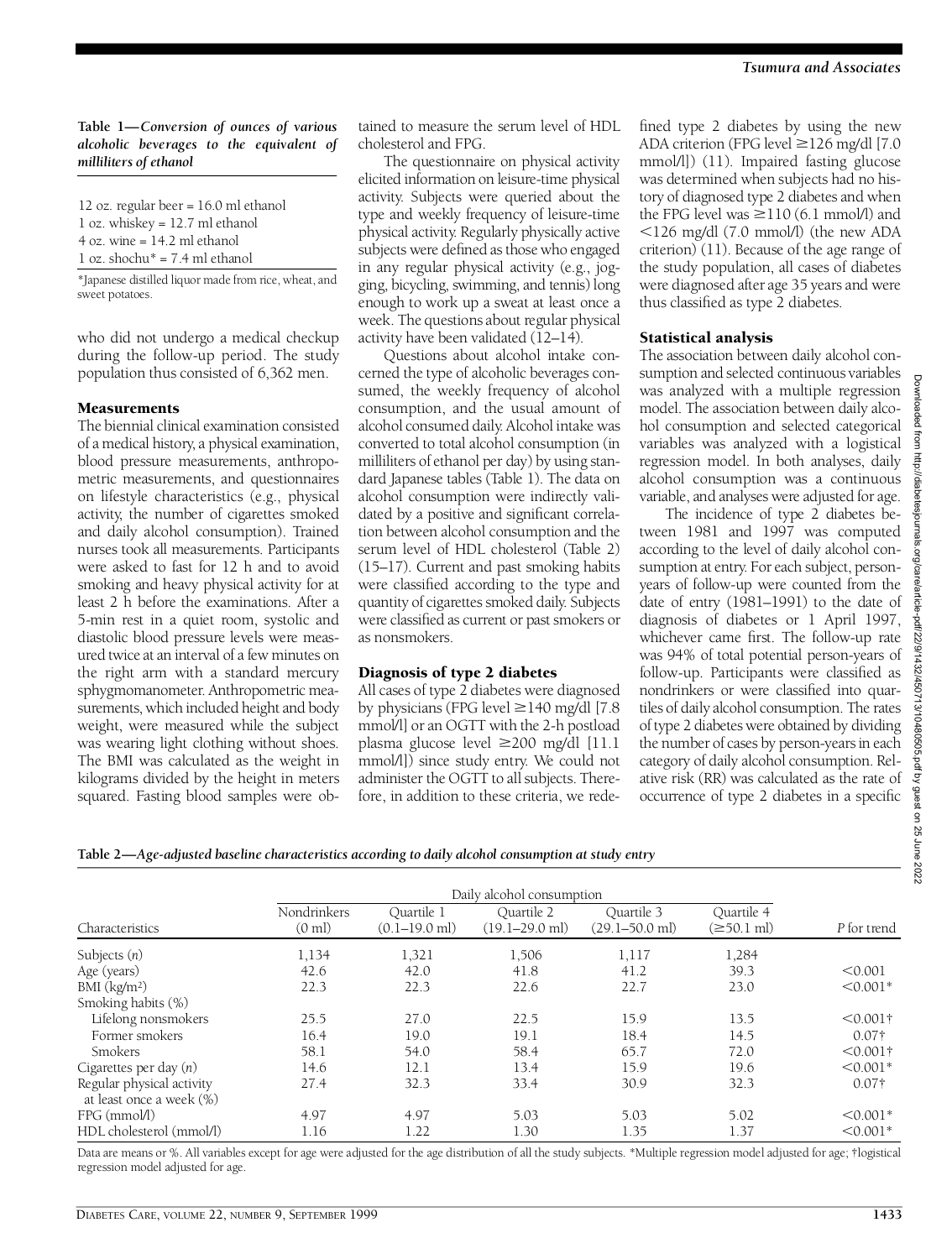**Table 1—*Conversion of ounces of various alcoholic beverages to the equivalent of milliliters of ethanol***

12 oz. regular beer = 16.0 ml ethanol
1 oz. whiskey = 12.7 ml ethanol
4 oz. wine = 14.2 ml ethanol
1 oz. shochu* = 7.4 ml ethanol

*Japanese distilled liquor made from rice, wheat, and sweet potatoes.

who did not undergo a medical checkup during the follow-up period. The study population thus consisted of 6,362 men.

### Measurements

The biennial clinical examination consisted of a medical history, a physical examination, blood pressure measurements, anthropometric measurements, and questionnaires on lifestyle characteristics (e.g., physical activity, the number of cigarettes smoked and daily alcohol consumption). Trained nurses took all measurements. Participants were asked to fast for 12 h and to avoid smoking and heavy physical activity for at least 2 h before the examinations. After a 5-min rest in a quiet room, systolic and diastolic blood pressure levels were measured twice at an interval of a few minutes on the right arm with a standard mercury sphygmomanometer. Anthropometric measurements, which included height and body weight, were measured while the subject was wearing light clothing without shoes. The BMI was calculated as the weight in kilograms divided by the height in meters squared. Fasting blood samples were obtained to measure the serum level of HDL cholesterol and FPG.

The questionnaire on physical activity elicited information on leisure-time physical activity. Subjects were queried about the type and weekly frequency of leisure-time physical activity. Regularly physically active subjects were defined as those who engaged in any regular physical activity (e.g., jogging, bicycling, swimming, and tennis) long enough to work up a sweat at least once a week. The questions about regular physical activity have been validated (12–14).

Questions about alcohol intake concerned the type of alcoholic beverages consumed, the weekly frequency of alcohol consumption, and the usual amount of alcohol consumed daily. Alcohol intake was converted to total alcohol consumption (in milliliters of ethanol per day) by using standard Japanese tables (Table 1). The data on alcohol consumption were indirectly validated by a positive and significant correlation between alcohol consumption and the serum level of HDL cholesterol (Table 2) (15–17). Current and past smoking habits were classified according to the type and quantity of cigarettes smoked daily. Subjects were classified as current or past smokers or as nonsmokers.

### Diagnosis of type 2 diabetes

All cases of type 2 diabetes were diagnosed by physicians (FPG level ≥140 mg/dl [7.8 mmol/l] or an OGTT with the 2-h postload plasma glucose level ≥200 mg/dl [11.1 mmol/l]) since study entry. We could not administer the OGTT to all subjects. Therefore, in addition to these criteria, we redefined type 2 diabetes by using the new ADA criterion (FPG level ≥126 mg/dl [7.0 mmol/l]) (11). Impaired fasting glucose was determined when subjects had no history of diagnosed type 2 diabetes and when the FPG level was ≥110 (6.1 mmol/l) and <126 mg/dl (7.0 mmol/l) (the new ADA criterion) (11). Because of the age range of the study population, all cases of diabetes were diagnosed after age 35 years and were thus classified as type 2 diabetes.

### Statistical analysis

The association between daily alcohol consumption and selected continuous variables was analyzed with a multiple regression model. The association between daily alcohol consumption and selected categorical variables was analyzed with a logistical regression model. In both analyses, daily alcohol consumption was a continuous variable, and analyses were adjusted for age.

The incidence of type 2 diabetes between 1981 and 1997 was computed according to the level of daily alcohol consumption at entry. For each subject, person-years of follow-up were counted from the date of entry (1981–1991) to the date of diagnosis of diabetes or 1 April 1997, whichever came first. The follow-up rate was 94% of total potential person-years of follow-up. Participants were classified as nondrinkers or were classified into quartiles of daily alcohol consumption. The rates of type 2 diabetes were obtained by dividing the number of cases by person-years in each category of daily alcohol consumption. Relative risk (RR) was calculated as the rate of occurrence of type 2 diabetes in a specific

**Table 2—*Age-adjusted baseline characteristics according to daily alcohol consumption at study entry***

| Characteristics | Daily alcohol consumption | | | | | P for trend |
|---|---|---|---|---|---|---|
| | Nondrinkers (0 ml) | Quartile 1 (0.1–19.0 ml) | Quartile 2 (19.1–29.0 ml) | Quartile 3 (29.1–50.0 ml) | Quartile 4 (≥50.1 ml) | |
| Subjects (*n*) | 1,134 | 1,321 | 1,506 | 1,117 | 1,284 | |
| Age (years) | 42.6 | 42.0 | 41.8 | 41.2 | 39.3 | <0.001 |
| BMI (kg/m²) | 22.3 | 22.3 | 22.6 | 22.7 | 23.0 | <0.001* |
| Smoking habits (%) | | | | | | |
| Lifelong nonsmokers | 25.5 | 27.0 | 22.5 | 15.9 | 13.5 | <0.001† |
| Former smokers | 16.4 | 19.0 | 19.1 | 18.4 | 14.5 | 0.07† |
| Smokers | 58.1 | 54.0 | 58.4 | 65.7 | 72.0 | <0.001† |
| Cigarettes per day (*n*) | 14.6 | 12.1 | 13.4 | 15.9 | 19.6 | <0.001* |
| Regular physical activity at least once a week (%) | 27.4 | 32.3 | 33.4 | 30.9 | 32.3 | 0.07† |
| FPG (mmol/l) | 4.97 | 4.97 | 5.03 | 5.03 | 5.02 | <0.001* |
| HDL cholesterol (mmol/l) | 1.16 | 1.22 | 1.30 | 1.35 | 1.37 | <0.001* |

Data are means or %. All variables except for age were adjusted for the age distribution of all the study subjects. *Multiple regression model adjusted for age; †logistical regression model adjusted for age.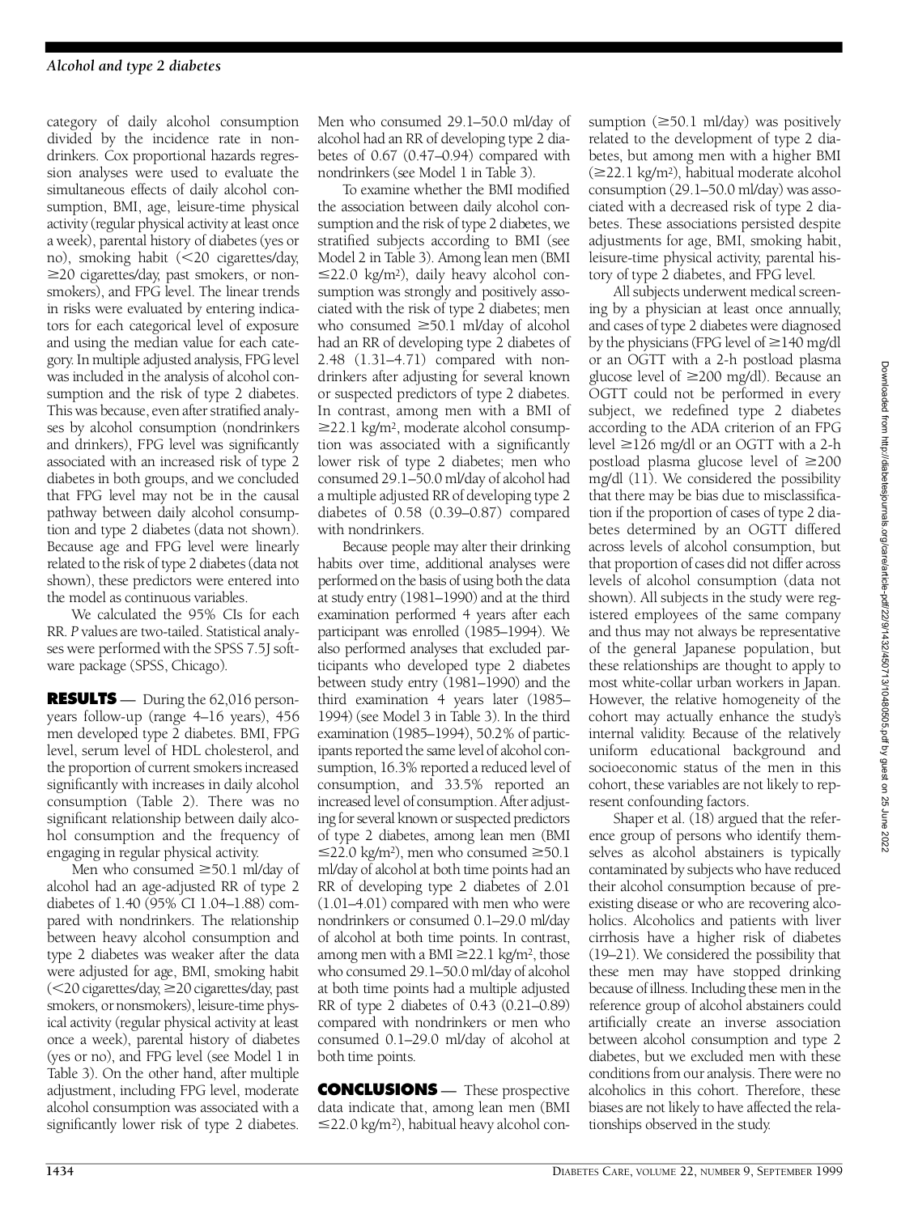category of daily alcohol consumption divided by the incidence rate in nondrinkers. Cox proportional hazards regression analyses were used to evaluate the simultaneous effects of daily alcohol consumption, BMI, age, leisure-time physical activity (regular physical activity at least once a week), parental history of diabetes (yes or no), smoking habit (<20 cigarettes/day, ≥20 cigarettes/day, past smokers, or nonsmokers), and FPG level. The linear trends in risks were evaluated by entering indicators for each categorical level of exposure and using the median value for each category. In multiple adjusted analysis, FPG level was included in the analysis of alcohol consumption and the risk of type 2 diabetes. This was because, even after stratified analyses by alcohol consumption (nondrinkers and drinkers), FPG level was significantly associated with an increased risk of type 2 diabetes in both groups, and we concluded that FPG level may not be in the causal pathway between daily alcohol consumption and type 2 diabetes (data not shown). Because age and FPG level were linearly related to the risk of type 2 diabetes (data not shown), these predictors were entered into the model as continuous variables.

We calculated the 95% CIs for each RR. *P* values are two-tailed. Statistical analyses were performed with the SPSS 7.5J software package (SPSS, Chicago).

## RESULTS

During the 62,016 person-years follow-up (range 4–16 years), 456 men developed type 2 diabetes. BMI, FPG level, serum level of HDL cholesterol, and the proportion of current smokers increased significantly with increases in daily alcohol consumption (Table 2). There was no significant relationship between daily alcohol consumption and the frequency of engaging in regular physical activity.

Men who consumed ≥50.1 ml/day of alcohol had an age-adjusted RR of type 2 diabetes of 1.40 (95% CI 1.04–1.88) compared with nondrinkers. The relationship between heavy alcohol consumption and type 2 diabetes was weaker after the data were adjusted for age, BMI, smoking habit (<20 cigarettes/day, ≥20 cigarettes/day, past smokers, or nonsmokers), leisure-time physical activity (regular physical activity at least once a week), parental history of diabetes (yes or no), and FPG level (see Model 1 in Table 3). On the other hand, after multiple adjustment, including FPG level, moderate alcohol consumption was associated with a significantly lower risk of type 2 diabetes. Men who consumed 29.1–50.0 ml/day of alcohol had an RR of developing type 2 diabetes of 0.67 (0.47–0.94) compared with nondrinkers (see Model 1 in Table 3).

To examine whether the BMI modified the association between daily alcohol consumption and the risk of type 2 diabetes, we stratified subjects according to BMI (see Model 2 in Table 3). Among lean men (BMI ≤22.0 kg/m²), daily heavy alcohol consumption was strongly and positively associated with the risk of type 2 diabetes; men who consumed ≥50.1 ml/day of alcohol had an RR of developing type 2 diabetes of 2.48 (1.31–4.71) compared with nondrinkers after adjusting for several known or suspected predictors of type 2 diabetes. In contrast, among men with a BMI of ≥22.1 kg/m², moderate alcohol consumption was associated with a significantly lower risk of type 2 diabetes; men who consumed 29.1–50.0 ml/day of alcohol had a multiple adjusted RR of developing type 2 diabetes of 0.58 (0.39–0.87) compared with nondrinkers.

Because people may alter their drinking habits over time, additional analyses were performed on the basis of using both the data at study entry (1981–1990) and at the third examination performed 4 years after each participant was enrolled (1985–1994). We also performed analyses that excluded participants who developed type 2 diabetes between study entry (1981–1990) and the third examination 4 years later (1985–1994) (see Model 3 in Table 3). In the third examination (1985–1994), 50.2% of participants reported the same level of alcohol consumption, 16.3% reported a reduced level of consumption, and 33.5% reported an increased level of consumption. After adjusting for several known or suspected predictors of type 2 diabetes, among lean men (BMI ≤22.0 kg/m²), men who consumed ≥50.1 ml/day of alcohol at both time points had an RR of developing type 2 diabetes of 2.01 (1.01–4.01) compared with men who were nondrinkers or consumed 0.1–29.0 ml/day of alcohol at both time points. In contrast, among men with a BMI ≥22.1 kg/m², those who consumed 29.1–50.0 ml/day of alcohol at both time points had a multiple adjusted RR of type 2 diabetes of 0.43 (0.21–0.89) compared with nondrinkers or men who consumed 0.1–29.0 ml/day of alcohol at both time points.

## CONCLUSIONS

These prospective data indicate that, among lean men (BMI ≤22.0 kg/m²), habitual heavy alcohol consumption (≥50.1 ml/day) was positively related to the development of type 2 diabetes, but among men with a higher BMI (≥22.1 kg/m²), habitual moderate alcohol consumption (29.1–50.0 ml/day) was associated with a decreased risk of type 2 diabetes. These associations persisted despite adjustments for age, BMI, smoking habit, leisure-time physical activity, parental history of type 2 diabetes, and FPG level.

All subjects underwent medical screening by a physician at least once annually, and cases of type 2 diabetes were diagnosed by the physicians (FPG level of ≥140 mg/dl or an OGTT with a 2-h postload plasma glucose level of ≥200 mg/dl). Because an OGTT could not be performed in every subject, we redefined type 2 diabetes according to the ADA criterion of an FPG level ≥126 mg/dl or an OGTT with a 2-h postload plasma glucose level of ≥200 mg/dl (11). We considered the possibility that there may be bias due to misclassification if the proportion of cases of type 2 diabetes determined by an OGTT differed across levels of alcohol consumption, but that proportion of cases did not differ across levels of alcohol consumption (data not shown). All subjects in the study were registered employees of the same company and thus may not always be representative of the general Japanese population, but these relationships are thought to apply to most white-collar urban workers in Japan. However, the relative homogeneity of the cohort may actually enhance the study's internal validity. Because of the relatively uniform educational background and socioeconomic status of the men in this cohort, these variables are not likely to represent confounding factors.

Shaper et al. (18) argued that the reference group of persons who identify themselves as alcohol abstainers is typically contaminated by subjects who have reduced their alcohol consumption because of preexisting disease or who are recovering alcoholics. Alcoholics and patients with liver cirrhosis have a higher risk of diabetes (19–21). We considered the possibility that these men may have stopped drinking because of illness. Including these men in the reference group of alcohol abstainers could artificially create an inverse association between alcohol consumption and type 2 diabetes, but we excluded men with these conditions from our analysis. There were no alcoholics in this cohort. Therefore, these biases are not likely to have affected the relationships observed in the study.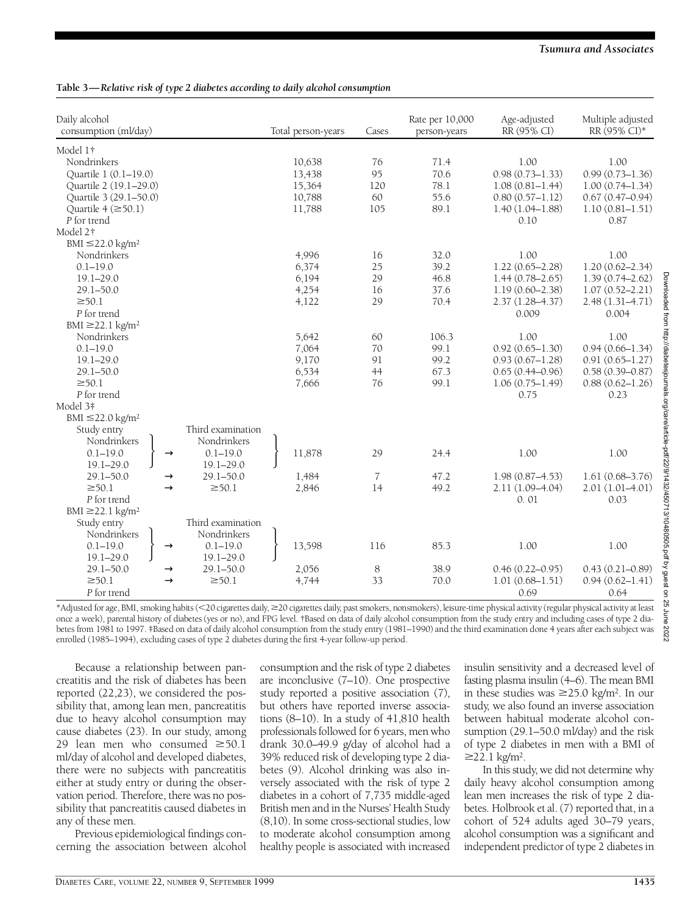**Table 3—*Relative risk of type 2 diabetes according to daily alcohol consumption***

| Daily alcohol consumption (ml/day) | | | Total person-years | Cases | Rate per 10,000 person-years | Age-adjusted RR (95% CI) | Multiple adjusted RR (95% CI)* |
|---|---|---|---|---|---|---|---|
| Model 1† | | | | | | | |
| Nondrinkers | | | 10,638 | 76 | 71.4 | 1.00 | 1.00 |
| Quartile 1 (0.1–19.0) | | | 13,438 | 95 | 70.6 | 0.98 (0.73–1.33) | 0.99 (0.73–1.36) |
| Quartile 2 (19.1–29.0) | | | 15,364 | 120 | 78.1 | 1.08 (0.81–1.44) | 1.00 (0.74–1.34) |
| Quartile 3 (29.1–50.0) | | | 10,788 | 60 | 55.6 | 0.80 (0.57–1.12) | 0.67 (0.47–0.94) |
| Quartile 4 (≥50.1) | | | 11,788 | 105 | 89.1 | 1.40 (1.04–1.88) | 1.10 (0.81–1.51) |
| *P* for trend | | | | | | 0.10 | 0.87 |
| Model 2† | | | | | | | |
| BMI ≤22.0 kg/m² | | | | | | | |
| Nondrinkers | | | 4,996 | 16 | 32.0 | 1.00 | 1.00 |
| 0.1–19.0 | | | 6,374 | 25 | 39.2 | 1.22 (0.65–2.28) | 1.20 (0.62–2.34) |
| 19.1–29.0 | | | 6,194 | 29 | 46.8 | 1.44 (0.78–2.65) | 1.39 (0.74–2.62) |
| 29.1–50.0 | | | 4,254 | 16 | 37.6 | 1.19 (0.60–2.38) | 1.07 (0.52–2.21) |
| ≥50.1 | | | 4,122 | 29 | 70.4 | 2.37 (1.28–4.37) | 2.48 (1.31–4.71) |
| *P* for trend | | | | | | 0.009 | 0.004 |
| BMI ≥22.1 kg/m² | | | | | | | |
| Nondrinkers | | | 5,642 | 60 | 106.3 | 1.00 | 1.00 |
| 0.1–19.0 | | | 7,064 | 70 | 99.1 | 0.92 (0.65–1.30) | 0.94 (0.66–1.34) |
| 19.1–29.0 | | | 9,170 | 91 | 99.2 | 0.93 (0.67–1.28) | 0.91 (0.65–1.27) |
| 29.1–50.0 | | | 6,534 | 44 | 67.3 | 0.65 (0.44–0.96) | 0.58 (0.39–0.87) |
| ≥50.1 | | | 7,666 | 76 | 99.1 | 1.06 (0.75–1.49) | 0.88 (0.62–1.26) |
| *P* for trend | | | | | | 0.75 | 0.23 |
| Model 3‡ | | | | | | | |
| BMI ≤22.0 kg/m² | | | | | | | |
| Study entry | | Third examination | | | | | |
| Nondrinkers / 0.1–19.0 / 19.1–29.0 | → | Nondrinkers / 0.1–19.0 / 19.1–29.0 | 11,878 | 29 | 24.4 | 1.00 | 1.00 |
| 29.1–50.0 | → | 29.1–50.0 | 1,484 | 7 | 47.2 | 1.98 (0.87–4.53) | 1.61 (0.68–3.76) |
| ≥50.1 | → | ≥50.1 | 2,846 | 14 | 49.2 | 2.11 (1.09–4.04) | 2.01 (1.01–4.01) |
| *P* for trend | | | | | | 0. 01 | 0.03 |
| BMI ≥22.1 kg/m² | | | | | | | |
| Study entry | | Third examination | | | | | |
| Nondrinkers / 0.1–19.0 / 19.1–29.0 | → | Nondrinkers / 0.1–19.0 / 19.1–29.0 | 13,598 | 116 | 85.3 | 1.00 | 1.00 |
| 29.1–50.0 | → | 29.1–50.0 | 2,056 | 8 | 38.9 | 0.46 (0.22–0.95) | 0.43 (0.21–0.89) |
| ≥50.1 | → | ≥50.1 | 4,744 | 33 | 70.0 | 1.01 (0.68–1.51) | 0.94 (0.62–1.41) |
| *P* for trend | | | | | | 0.69 | 0.64 |

*Adjusted for age, BMI, smoking habits (<20 cigarettes daily, ≥20 cigarettes daily, past smokers, nonsmokers), leisure-time physical activity (regular physical activity at least once a week), parental history of diabetes (yes or no), and FPG level. †Based on data of daily alcohol consumption from the study entry and including cases of type 2 diabetes from 1981 to 1997. ‡Based on data of daily alcohol consumption from the study entry (1981–1990) and the third examination done 4 years after each subject was enrolled (1985–1994), excluding cases of type 2 diabetes during the first 4-year follow-up period.

Because a relationship between pancreatitis and the risk of diabetes has been reported (22,23), we considered the possibility that, among lean men, pancreatitis due to heavy alcohol consumption may cause diabetes (23). In our study, among 29 lean men who consumed ≥50.1 ml/day of alcohol and developed diabetes, there were no subjects with pancreatitis either at study entry or during the observation period. Therefore, there was no possibility that pancreatitis caused diabetes in any of these men.

Previous epidemiological findings concerning the association between alcohol consumption and the risk of type 2 diabetes are inconclusive (7–10). One prospective study reported a positive association (7), but others have reported inverse associations (8–10). In a study of 41,810 health professionals followed for 6 years, men who drank 30.0–49.9 g/day of alcohol had a 39% reduced risk of developing type 2 diabetes (9). Alcohol drinking was also inversely associated with the risk of type 2 diabetes in a cohort of 7,735 middle-aged British men and in the Nurses' Health Study (8,10). In some cross-sectional studies, low to moderate alcohol consumption among healthy people is associated with increased insulin sensitivity and a decreased level of fasting plasma insulin (4–6). The mean BMI in these studies was ≥25.0 kg/m². In our study, we also found an inverse association between habitual moderate alcohol consumption (29.1–50.0 ml/day) and the risk of type 2 diabetes in men with a BMI of ≥22.1 kg/m².

In this study, we did not determine why daily heavy alcohol consumption among lean men increases the risk of type 2 diabetes. Holbrook et al. (7) reported that, in a cohort of 524 adults aged 30–79 years, alcohol consumption was a significant and independent predictor of type 2 diabetes in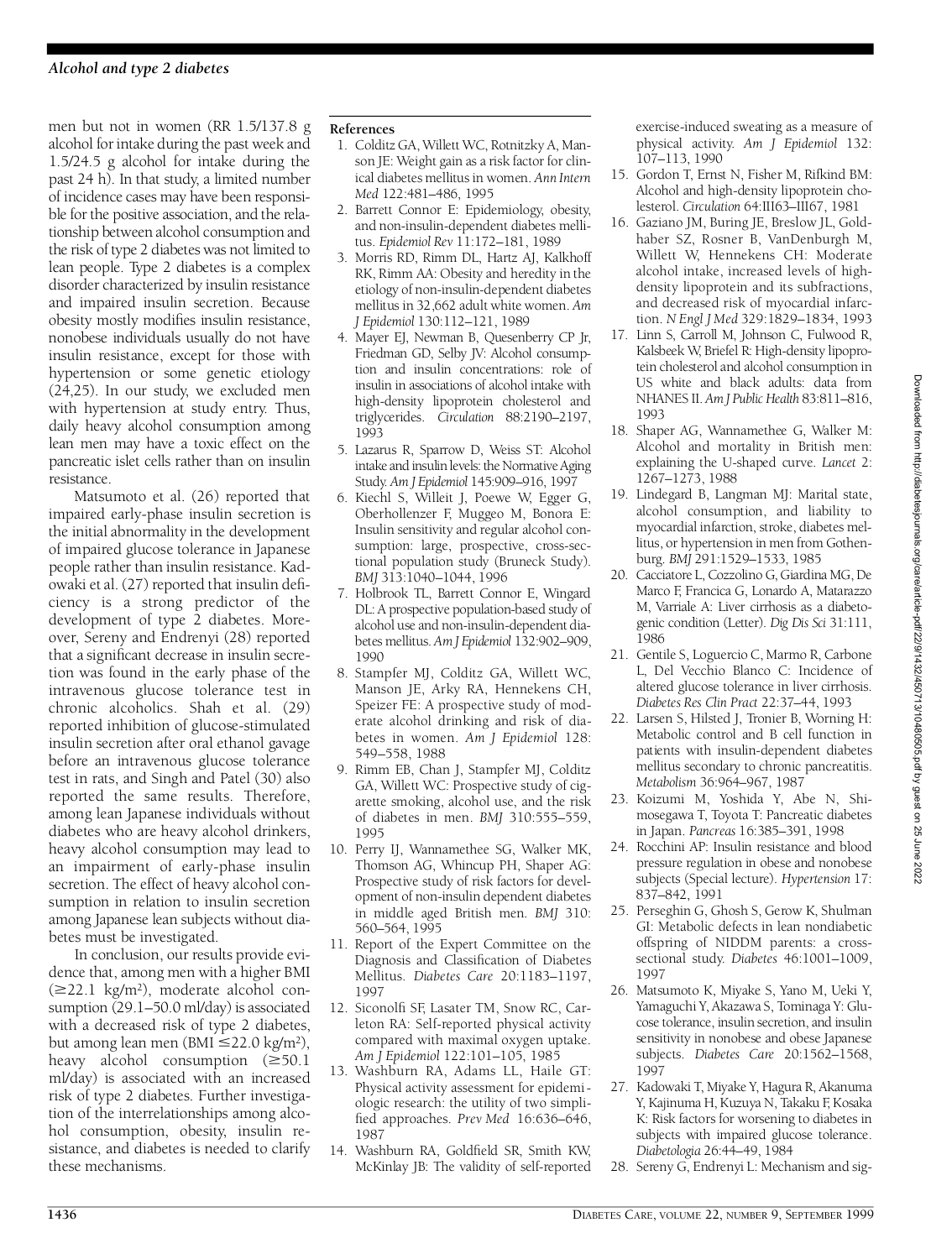men but not in women (RR 1.5/137.8 g alcohol for intake during the past week and 1.5/24.5 g alcohol for intake during the past 24 h). In that study, a limited number of incidence cases may have been responsible for the positive association, and the relationship between alcohol consumption and the risk of type 2 diabetes was not limited to lean people. Type 2 diabetes is a complex disorder characterized by insulin resistance and impaired insulin secretion. Because obesity mostly modifies insulin resistance, nonobese individuals usually do not have insulin resistance, except for those with hypertension or some genetic etiology (24,25). In our study, we excluded men with hypertension at study entry. Thus, daily heavy alcohol consumption among lean men may have a toxic effect on the pancreatic islet cells rather than on insulin resistance.

Matsumoto et al. (26) reported that impaired early-phase insulin secretion is the initial abnormality in the development of impaired glucose tolerance in Japanese people rather than insulin resistance. Kadowaki et al. (27) reported that insulin deficiency is a strong predictor of the development of type 2 diabetes. Moreover, Sereny and Endrenyi (28) reported that a significant decrease in insulin secretion was found in the early phase of the intravenous glucose tolerance test in chronic alcoholics. Shah et al. (29) reported inhibition of glucose-stimulated insulin secretion after oral ethanol gavage before an intravenous glucose tolerance test in rats, and Singh and Patel (30) also reported the same results. Therefore, among lean Japanese individuals without diabetes who are heavy alcohol drinkers, heavy alcohol consumption may lead to an impairment of early-phase insulin secretion. The effect of heavy alcohol consumption in relation to insulin secretion among Japanese lean subjects without diabetes must be investigated.

In conclusion, our results provide evidence that, among men with a higher BMI (≥22.1 kg/m²), moderate alcohol consumption (29.1–50.0 ml/day) is associated with a decreased risk of type 2 diabetes, but among lean men (BMI ≤22.0 kg/m²), heavy alcohol consumption (≥50.1 ml/day) is associated with an increased risk of type 2 diabetes. Further investigation of the interrelationships among alcohol consumption, obesity, insulin resistance, and diabetes is needed to clarify these mechanisms.

**References**

1. Colditz GA, Willett WC, Rotnitzky A, Manson JE: Weight gain as a risk factor for clinical diabetes mellitus in women. *Ann Intern Med* 122:481–486, 1995
2. Barrett Connor E: Epidemiology, obesity, and non-insulin-dependent diabetes mellitus. *Epidemiol Rev* 11:172–181, 1989
3. Morris RD, Rimm DL, Hartz AJ, Kalkhoff RK, Rimm AA: Obesity and heredity in the etiology of non-insulin-dependent diabetes mellitus in 32,662 adult white women. *Am J Epidemiol* 130:112–121, 1989
4. Mayer EJ, Newman B, Quesenberry CP Jr, Friedman GD, Selby JV: Alcohol consumption and insulin concentrations: role of insulin in associations of alcohol intake with high-density lipoprotein cholesterol and triglycerides. *Circulation* 88:2190–2197, 1993
5. Lazarus R, Sparrow D, Weiss ST: Alcohol intake and insulin levels: the Normative Aging Study. *Am J Epidemiol* 145:909–916, 1997
6. Kiechl S, Willeit J, Poewe W, Egger G, Oberhollenzer F, Muggeo M, Bonora E: Insulin sensitivity and regular alcohol consumption: large, prospective, cross-sectional population study (Bruneck Study). *BMJ* 313:1040–1044, 1996
7. Holbrook TL, Barrett Connor E, Wingard DL: A prospective population-based study of alcohol use and non-insulin-dependent diabetes mellitus. *Am J Epidemiol* 132:902–909, 1990
8. Stampfer MJ, Colditz GA, Willett WC, Manson JE, Arky RA, Hennekens CH, Speizer FE: A prospective study of moderate alcohol drinking and risk of diabetes in women. *Am J Epidemiol* 128: 549–558, 1988
9. Rimm EB, Chan J, Stampfer MJ, Colditz GA, Willett WC: Prospective study of cigarette smoking, alcohol use, and the risk of diabetes in men. *BMJ* 310:555–559, 1995
10. Perry IJ, Wannamethee SG, Walker MK, Thomson AG, Whincup PH, Shaper AG: Prospective study of risk factors for development of non-insulin dependent diabetes in middle aged British men. *BMJ* 310: 560–564, 1995
11. Report of the Expert Committee on the Diagnosis and Classification of Diabetes Mellitus. *Diabetes Care* 20:1183–1197, 1997
12. Siconolfi SF, Lasater TM, Snow RC, Carleton RA: Self-reported physical activity compared with maximal oxygen uptake. *Am J Epidemiol* 122:101–105, 1985
13. Washburn RA, Adams LL, Haile GT: Physical activity assessment for epidemiologic research: the utility of two simplified approaches. *Prev Med* 16:636–646, 1987
14. Washburn RA, Goldfield SR, Smith KW, McKinlay JB: The validity of self-reported exercise-induced sweating as a measure of physical activity. *Am J Epidemiol* 132: 107–113, 1990
15. Gordon T, Ernst N, Fisher M, Rifkind BM: Alcohol and high-density lipoprotein cholesterol. *Circulation* 64:III63–III67, 1981
16. Gaziano JM, Buring JE, Breslow JL, Goldhaber SZ, Rosner B, VanDenburgh M, Willett W, Hennekens CH: Moderate alcohol intake, increased levels of high-density lipoprotein and its subfractions, and decreased risk of myocardial infarction. *N Engl J Med* 329:1829–1834, 1993
17. Linn S, Carroll M, Johnson C, Fulwood R, Kalsbeek W, Briefel R: High-density lipoprotein cholesterol and alcohol consumption in US white and black adults: data from NHANES II. *Am J Public Health* 83:811–816, 1993
18. Shaper AG, Wannamethee G, Walker M: Alcohol and mortality in British men: explaining the U-shaped curve. *Lancet* 2: 1267–1273, 1988
19. Lindegard B, Langman MJ: Marital state, alcohol consumption, and liability to myocardial infarction, stroke, diabetes mellitus, or hypertension in men from Gothenburg. *BMJ* 291:1529–1533, 1985
20. Cacciatore L, Cozzolino G, Giardina MG, De Marco F, Francica G, Lonardo A, Matarazzo M, Varriale A: Liver cirrhosis as a diabetogenic condition (Letter). *Dig Dis Sci* 31:111, 1986
21. Gentile S, Loguercio C, Marmo R, Carbone L, Del Vecchio Blanco C: Incidence of altered glucose tolerance in liver cirrhosis. *Diabetes Res Clin Pract* 22:37–44, 1993
22. Larsen S, Hilsted J, Tronier B, Worning H: Metabolic control and B cell function in patients with insulin-dependent diabetes mellitus secondary to chronic pancreatitis. *Metabolism* 36:964–967, 1987
23. Koizumi M, Yoshida Y, Abe N, Shimosegawa T, Toyota T: Pancreatic diabetes in Japan. *Pancreas* 16:385–391, 1998
24. Rocchini AP: Insulin resistance and blood pressure regulation in obese and nonobese subjects (Special lecture). *Hypertension* 17: 837–842, 1991
25. Perseghin G, Ghosh S, Gerow K, Shulman GI: Metabolic defects in lean nondiabetic offspring of NIDDM parents: a cross-sectional study. *Diabetes* 46:1001–1009, 1997
26. Matsumoto K, Miyake S, Yano M, Ueki Y, Yamaguchi Y, Akazawa S, Tominaga Y: Glucose tolerance, insulin secretion, and insulin sensitivity in nonobese and obese Japanese subjects. *Diabetes Care* 20:1562–1568, 1997
27. Kadowaki T, Miyake Y, Hagura R, Akanuma Y, Kajinuma H, Kuzuya N, Takaku F, Kosaka K: Risk factors for worsening to diabetes in subjects with impaired glucose tolerance. *Diabetologia* 26:44–49, 1984
28. Sereny G, Endrenyi L: Mechanism and sig-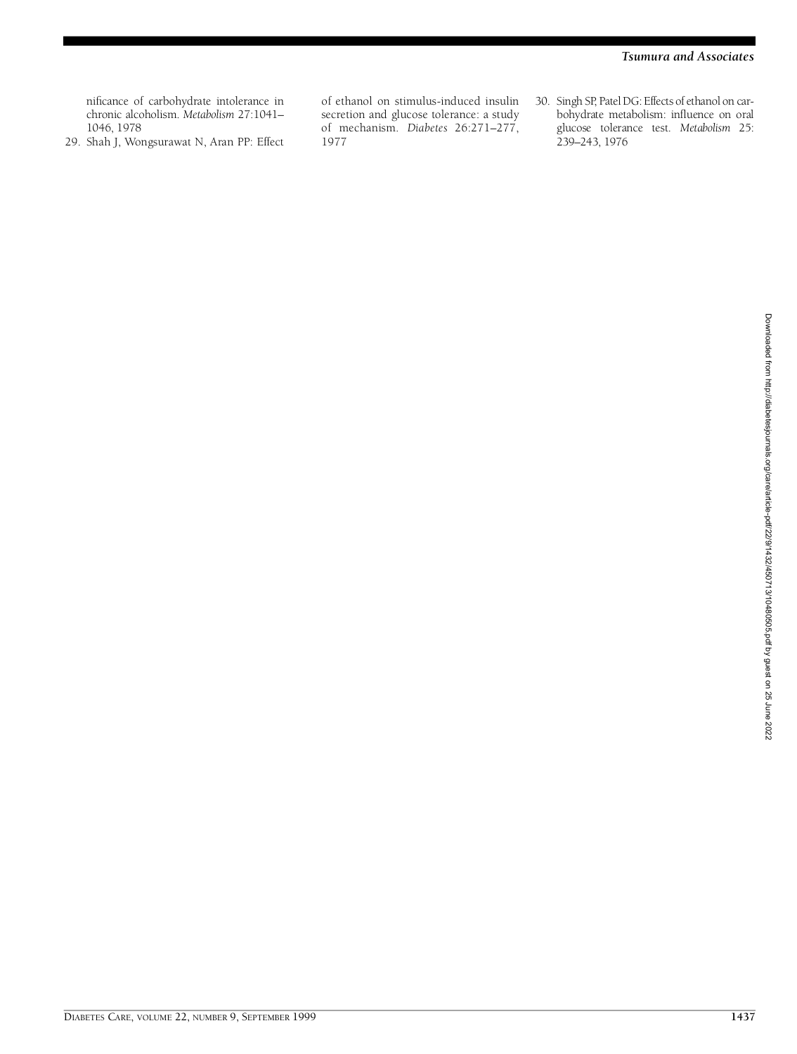nificance of carbohydrate intolerance in chronic alcoholism. *Metabolism* 27:1041–1046, 1978

29. Shah J, Wongsurawat N, Aran PP: Effect of ethanol on stimulus-induced insulin secretion and glucose tolerance: a study of mechanism. *Diabetes* 26:271–277, 1977
30. Singh SP, Patel DG: Effects of ethanol on carbohydrate metabolism: influence on oral glucose tolerance test. *Metabolism* 25: 239–243, 1976